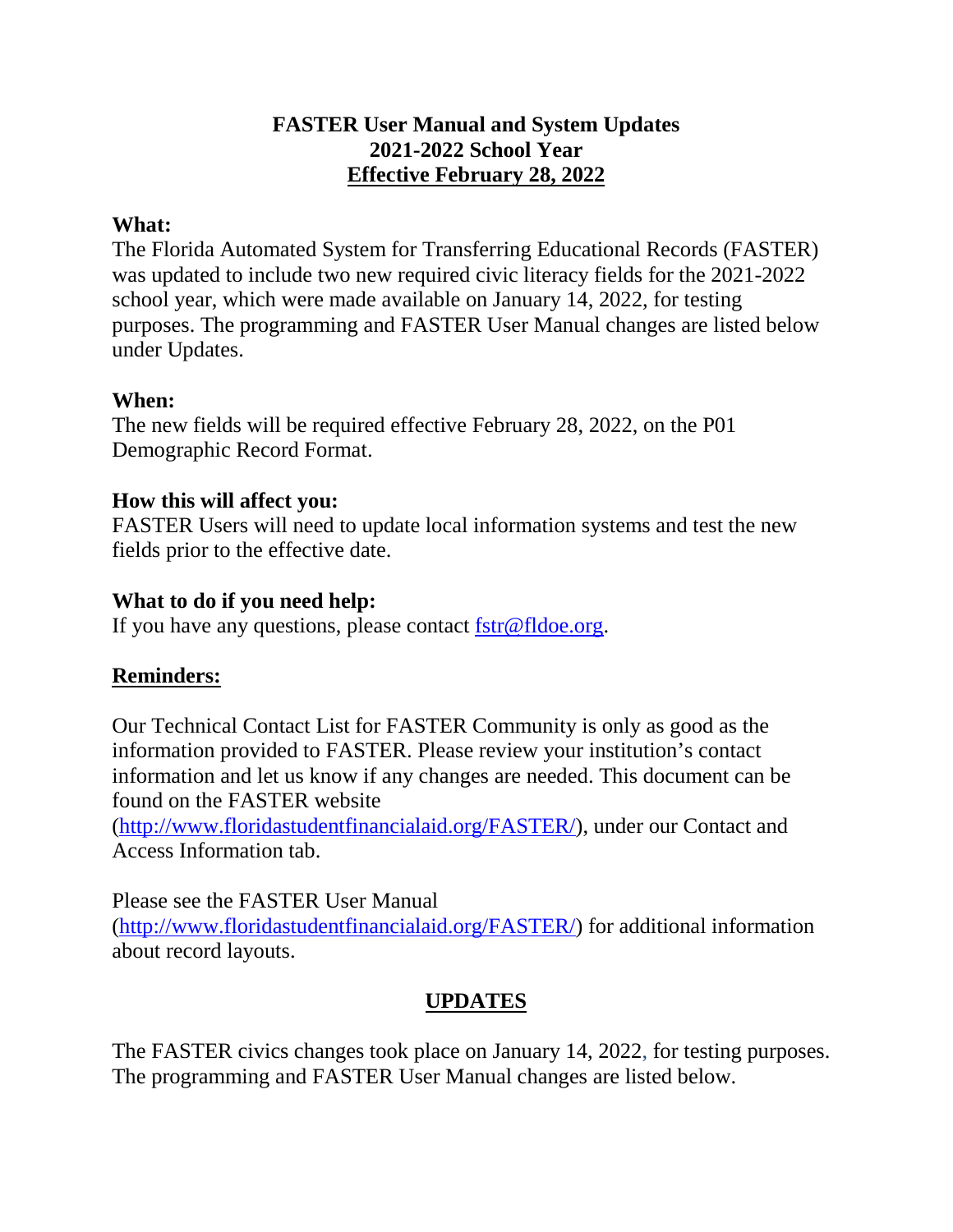# FASTER User Manual and System Updates
## 2021-2022 School Year
## Effective February 28, 2022

**What:**
The Florida Automated System for Transferring Educational Records (FASTER) was updated to include two new required civic literacy fields for the 2021-2022 school year, which were made available on January 14, 2022, for testing purposes. The programming and FASTER User Manual changes are listed below under Updates.

**When:**
The new fields will be required effective February 28, 2022, on the P01 Demographic Record Format.

**How this will affect you:**
FASTER Users will need to update local information systems and test the new fields prior to the effective date.

**What to do if you need help:**
If you have any questions, please contact fstr@fldoe.org.

**Reminders:**

Our Technical Contact List for FASTER Community is only as good as the information provided to FASTER. Please review your institution's contact information and let us know if any changes are needed. This document can be found on the FASTER website (http://www.floridastudentfinancialaid.org/FASTER/), under our Contact and Access Information tab.

Please see the FASTER User Manual (http://www.floridastudentfinancialaid.org/FASTER/) for additional information about record layouts.

## UPDATES

The FASTER civics changes took place on January 14, 2022, for testing purposes. The programming and FASTER User Manual changes are listed below.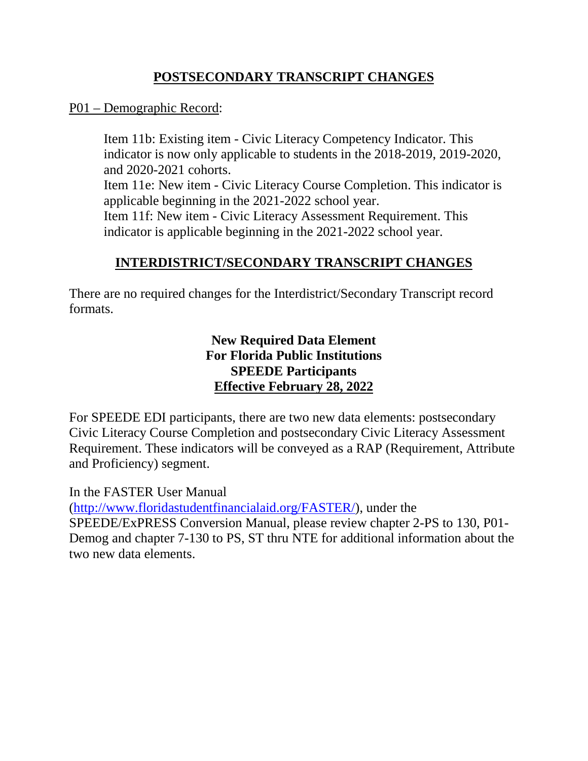## POSTSECONDARY TRANSCRIPT CHANGES

P01 – Demographic Record:

Item 11b: Existing item - Civic Literacy Competency Indicator. This indicator is now only applicable to students in the 2018-2019, 2019-2020, and 2020-2021 cohorts.
Item 11e: New item - Civic Literacy Course Completion. This indicator is applicable beginning in the 2021-2022 school year.
Item 11f: New item - Civic Literacy Assessment Requirement. This indicator is applicable beginning in the 2021-2022 school year.

## INTERDISTRICT/SECONDARY TRANSCRIPT CHANGES

There are no required changes for the Interdistrict/Secondary Transcript record formats.

**New Required Data Element**
**For Florida Public Institutions**
**SPEEDE Participants**
**Effective February 28, 2022**

For SPEEDE EDI participants, there are two new data elements: postsecondary Civic Literacy Course Completion and postsecondary Civic Literacy Assessment Requirement. These indicators will be conveyed as a RAP (Requirement, Attribute and Proficiency) segment.

In the FASTER User Manual (http://www.floridastudentfinancialaid.org/FASTER/), under the SPEEDE/ExPRESS Conversion Manual, please review chapter 2-PS to 130, P01-Demog and chapter 7-130 to PS, ST thru NTE for additional information about the two new data elements.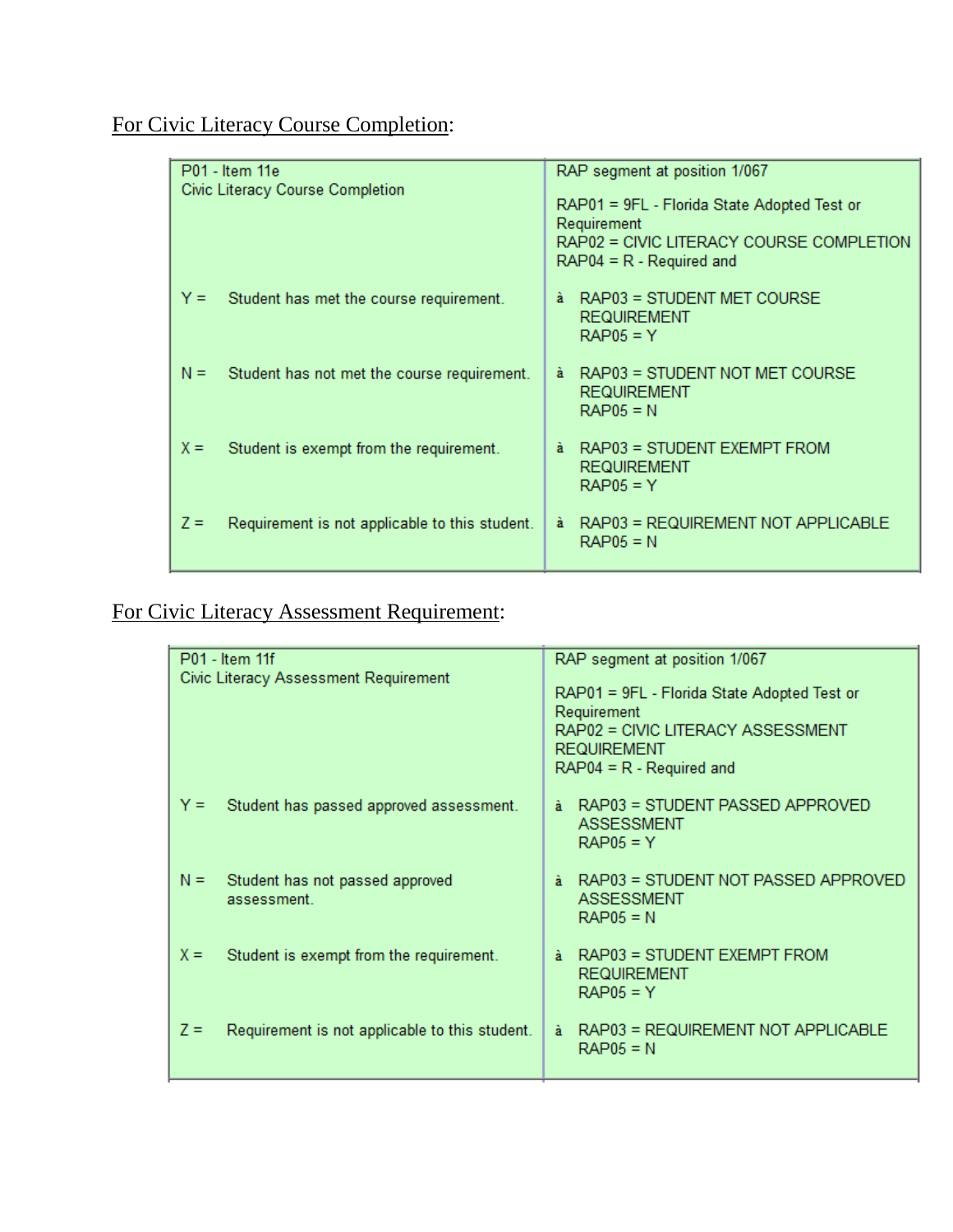For Civic Literacy Course Completion:

| P01 - Item 11e<br>Civic Literacy Course Completion | RAP segment at position 1/067<br><br>RAP01 = 9FL - Florida State Adopted Test or Requirement<br>RAP02 = CIVIC LITERACY COURSE COMPLETION<br>RAP04 = R - Required and |
|---|---|
| Y = Student has met the course requirement. | à RAP03 = STUDENT MET COURSE REQUIREMENT<br>RAP05 = Y |
| N = Student has not met the course requirement. | à RAP03 = STUDENT NOT MET COURSE REQUIREMENT<br>RAP05 = N |
| X = Student is exempt from the requirement. | à RAP03 = STUDENT EXEMPT FROM REQUIREMENT<br>RAP05 = Y |
| Z = Requirement is not applicable to this student. | à RAP03 = REQUIREMENT NOT APPLICABLE<br>RAP05 = N |

For Civic Literacy Assessment Requirement:

| P01 - Item 11f<br>Civic Literacy Assessment Requirement | RAP segment at position 1/067<br><br>RAP01 = 9FL - Florida State Adopted Test or Requirement<br>RAP02 = CIVIC LITERACY ASSESSMENT REQUIREMENT<br>RAP04 = R - Required and |
|---|---|
| Y = Student has passed approved assessment. | à RAP03 = STUDENT PASSED APPROVED ASSESSMENT<br>RAP05 = Y |
| N = Student has not passed approved assessment. | à RAP03 = STUDENT NOT PASSED APPROVED ASSESSMENT<br>RAP05 = N |
| X = Student is exempt from the requirement. | à RAP03 = STUDENT EXEMPT FROM REQUIREMENT<br>RAP05 = Y |
| Z = Requirement is not applicable to this student. | à RAP03 = REQUIREMENT NOT APPLICABLE<br>RAP05 = N |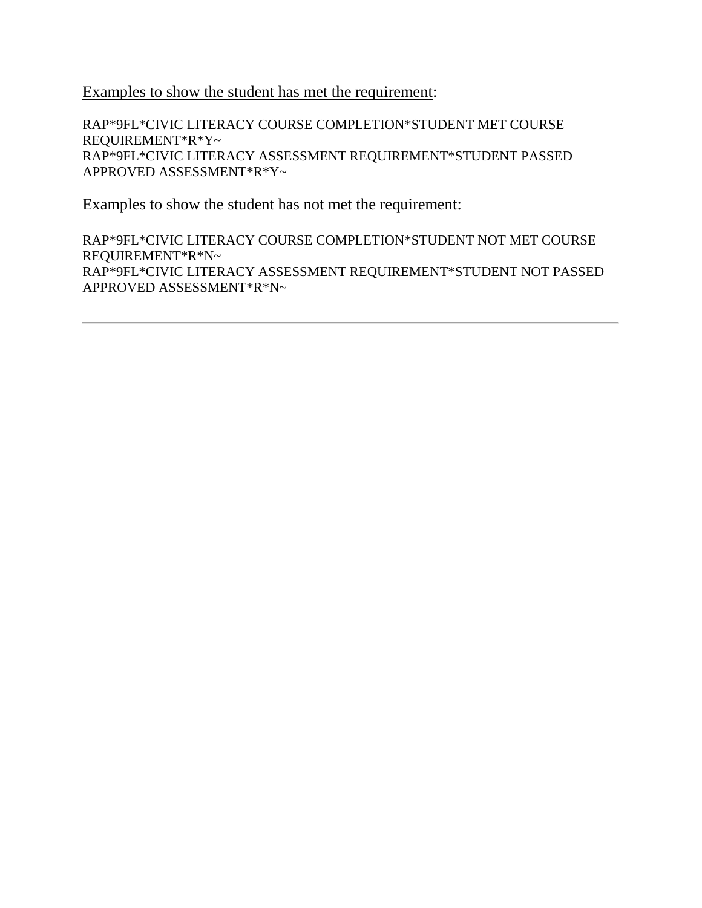<u>Examples to show the student has met the requirement</u>:

RAP*9FL*CIVIC LITERACY COURSE COMPLETION*STUDENT MET COURSE REQUIREMENT*R*Y~
RAP*9FL*CIVIC LITERACY ASSESSMENT REQUIREMENT*STUDENT PASSED APPROVED ASSESSMENT*R*Y~

<u>Examples to show the student has not met the requirement</u>:

RAP*9FL*CIVIC LITERACY COURSE COMPLETION*STUDENT NOT MET COURSE REQUIREMENT*R*N~
RAP*9FL*CIVIC LITERACY ASSESSMENT REQUIREMENT*STUDENT NOT PASSED APPROVED ASSESSMENT*R*N~

---